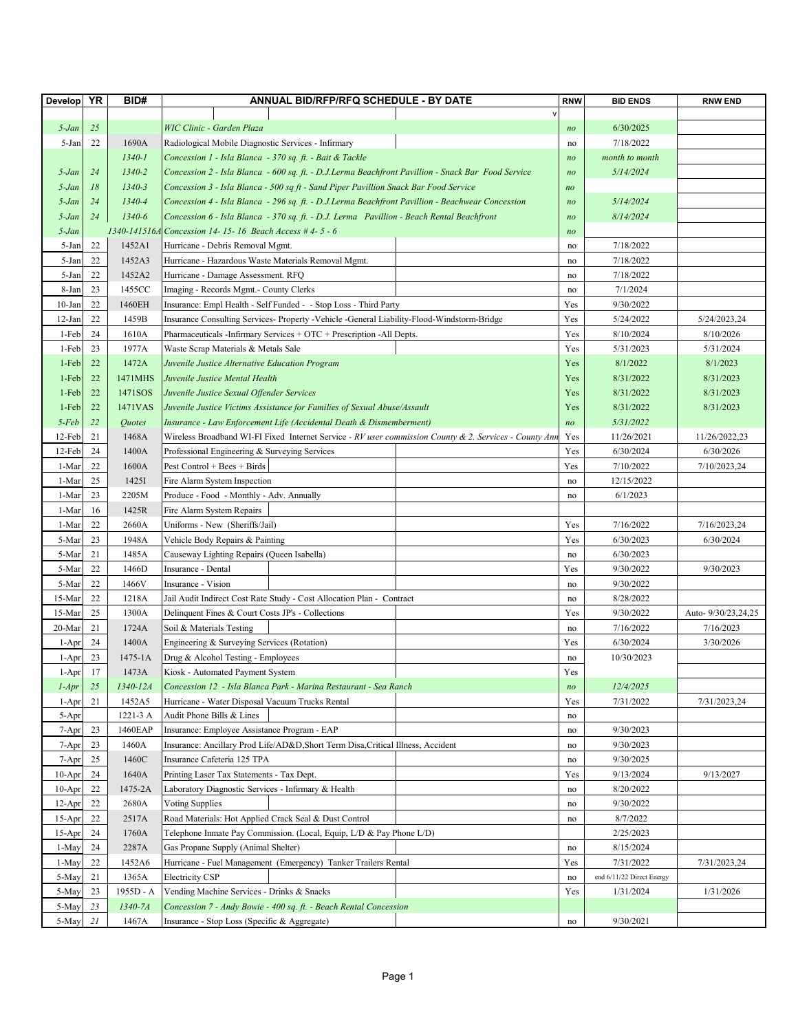| Develop | YR | BID# | ANNUAL BID/RFP/RFQ SCHEDULE - BY DATE | RNW | BID ENDS | RNW END |
|---|---|---|---|---|---|---|
| | | | v | | | |
| *5-Jan* | *25* | | *WIC Clinic - Garden Plaza* | *no* | *6/30/2025* | |
| 5-Jan | 22 | 1690A | Radiological Mobile Diagnostic Services - Infirmary | no | 7/18/2022 | |
| | | *1340-1* | *Concession 1 - Isla Blanca - 370 sq. ft. - Bait & Tackle* | *no* | *month to month* | |
| *5-Jan* | *24* | *1340-2* | *Concession 2 - Isla Blanca - 600 sq. ft. - D.J.Lerma Beachfront Pavillion - Snack Bar Food Service* | *no* | *5/14/2024* | |
| *5-Jan* | *18* | *1340-3* | *Concession 3 - Isla Blanca - 500 sq ft - Sand Piper Pavillion Snack Bar Food Service* | *no* | | |
| *5-Jan* | *24* | *1340-4* | *Concession 4 - Isla Blanca - 296 sq. ft. - D.J.Lerma Beachfront Pavillion - Beachwear Concession* | *no* | *5/14/2024* | |
| *5-Jan* | *24* | *1340-6* | *Concession 6 - Isla Blanca - 370 sq. ft. - D.J. Lerma Pavillion - Beach Rental Beachfront* | *no* | *8/14/2024* | |
| *5-Jan* | | *1340-141516A* | *Concession 14- 15- 16 Beach Access # 4- 5 - 6* | *no* | | |
| 5-Jan | 22 | 1452A1 | Hurricane - Debris Removal Mgmt. | no | 7/18/2022 | |
| 5-Jan | 22 | 1452A3 | Hurricane - Hazardous Waste Materials Removal Mgmt. | no | 7/18/2022 | |
| 5-Jan | 22 | 1452A2 | Hurricane - Damage Assessment. RFQ | no | 7/18/2022 | |
| 8-Jan | 23 | 1455CC | Imaging - Records Mgmt.- County Clerks | no | 7/1/2024 | |
| 10-Jan | 22 | 1460EH | Insurance: Empl Health - Self Funded - - Stop Loss - Third Party | Yes | 9/30/2022 | |
| 12-Jan | 22 | 1459B | Insurance Consulting Services- Property -Vehicle -General Liability-Flood-Windstorm-Bridge | Yes | 5/24/2022 | 5/24/2023,24 |
| 1-Feb | 24 | 1610A | Pharmaceuticals -Infirmary Services + OTC + Prescription -All Depts. | Yes | 8/10/2024 | 8/10/2026 |
| 1-Feb | 23 | 1977A | Waste Scrap Materials & Metals Sale | Yes | 5/31/2023 | 5/31/2024 |
| 1-Feb | 22 | 1472A | *Juvenile Justice Alternative Education Program* | Yes | 8/1/2022 | 8/1/2023 |
| 1-Feb | 22 | 1471MHS | *Juvenile Justice Mental Health* | Yes | 8/31/2022 | 8/31/2023 |
| 1-Feb | 22 | 1471SOS | *Juvenile Justice Sexual Offender Services* | Yes | 8/31/2022 | 8/31/2023 |
| 1-Feb | 22 | 1471VAS | *Juvenile Justice Victims Assistance for Families of Sexual Abuse/Assault* | Yes | 8/31/2022 | 8/31/2023 |
| *5-Feb* | *22* | *Quotes* | *Insurance - Law Enforcement Life (Accidental Death & Dismemberment)* | *no* | *5/31/2022* | |
| 12-Feb | 21 | 1468A | Wireless Broadband WI-FI Fixed Internet Service - *RV user commission County & 2. Services - County Ann* | Yes | 11/26/2021 | 11/26/2022,23 |
| 12-Feb | 24 | 1400A | Professional Engineering & Surveying Services | Yes | 6/30/2024 | 6/30/2026 |
| 1-Mar | 22 | 1600A | Pest Control + Bees + Birds | Yes | 7/10/2022 | 7/10/2023,24 |
| 1-Mar | 25 | 1425I | Fire Alarm System Inspection | no | 12/15/2022 | |
| 1-Mar | 23 | 2205M | Produce - Food - Monthly - Adv. Annually | no | 6/1/2023 | |
| 1-Mar | 16 | 1425R | Fire Alarm System Repairs | | | |
| 1-Mar | 22 | 2660A | Uniforms - New (Sheriffs/Jail) | Yes | 7/16/2022 | 7/16/2023,24 |
| 5-Mar | 23 | 1948A | Vehicle Body Repairs & Painting | Yes | 6/30/2023 | 6/30/2024 |
| 5-Mar | 21 | 1485A | Causeway Lighting Repairs (Queen Isabella) | no | 6/30/2023 | |
| 5-Mar | 22 | 1466D | Insurance - Dental | Yes | 9/30/2022 | 9/30/2023 |
| 5-Mar | 22 | 1466V | Insurance - Vision | no | 9/30/2022 | |
| 15-Mar | 22 | 1218A | Jail Audit Indirect Cost Rate Study - Cost Allocation Plan - Contract | no | 8/28/2022 | |
| 15-Mar | 25 | 1300A | Delinquent Fines & Court Costs JP's - Collections | Yes | 9/30/2022 | Auto- 9/30/23,24,25 |
| 20-Mar | 21 | 1724A | Soil & Materials Testing | no | 7/16/2022 | 7/16/2023 |
| 1-Apr | 24 | 1400A | Engineering & Surveying Services (Rotation) | Yes | 6/30/2024 | 3/30/2026 |
| 1-Apr | 23 | 1475-1A | Drug & Alcohol Testing - Employees | no | 10/30/2023 | |
| 1-Apr | 17 | 1473A | Kiosk - Automated Payment System | Yes | | |
| *1-Apr* | *25* | *1340-12A* | *Concession 12 - Isla Blanca Park - Marina Restaurant - Sea Ranch* | *no* | *12/4/2025* | |
| 1-Apr | 21 | 1452A5 | Hurricane - Water Disposal Vacuum Trucks Rental | Yes | 7/31/2022 | 7/31/2023,24 |
| 5-Apr | | 1221-3 A | Audit Phone Bills & Lines | no | | |
| 7-Apr | 23 | 1460EAP | Insurance: Employee Assistance Program - EAP | no | 9/30/2023 | |
| 7-Apr | 23 | 1460A | Insurance: Ancillary Prod Life/AD&D,Short Term Disa,Critical Illness, Accident | no | 9/30/2023 | |
| 7-Apr | 25 | 1460C | Insurance Cafeteria 125 TPA | no | 9/30/2025 | |
| 10-Apr | 24 | 1640A | Printing Laser Tax Statements - Tax Dept. | Yes | 9/13/2024 | 9/13/2027 |
| 10-Apr | 22 | 1475-2A | Laboratory Diagnostic Services - Infirmary & Health | no | 8/20/2022 | |
| 12-Apr | 22 | 2680A | Voting Supplies | no | 9/30/2022 | |
| 15-Apr | 22 | 2517A | Road Materials: Hot Applied Crack Seal & Dust Control | no | 8/7/2022 | |
| 15-Apr | 24 | 1760A | Telephone Inmate Pay Commission. (Local, Equip, L/D & Pay Phone L/D) | | 2/25/2023 | |
| 1-May | 24 | 2287A | Gas Propane Supply (Animal Shelter) | no | 8/15/2024 | |
| 1-May | 22 | 1452A6 | Hurricane - Fuel Management (Emergency) Tanker Trailers Rental | Yes | 7/31/2022 | 7/31/2023,24 |
| 5-May | 21 | 1365A | Electricity CSP | no | end 6/11/22 Direct Energy | |
| 5-May | 23 | 1955D - A | Vending Machine Services - Drinks & Snacks | Yes | 1/31/2024 | 1/31/2026 |
| 5-May | *23* | *1340-7A* | *Concession 7 - Andy Bowie - 400 sq. ft. - Beach Rental Concession* | | | |
| 5-May | *21* | 1467A | Insurance - Stop Loss (Specific & Aggregate) | no | 9/30/2021 | |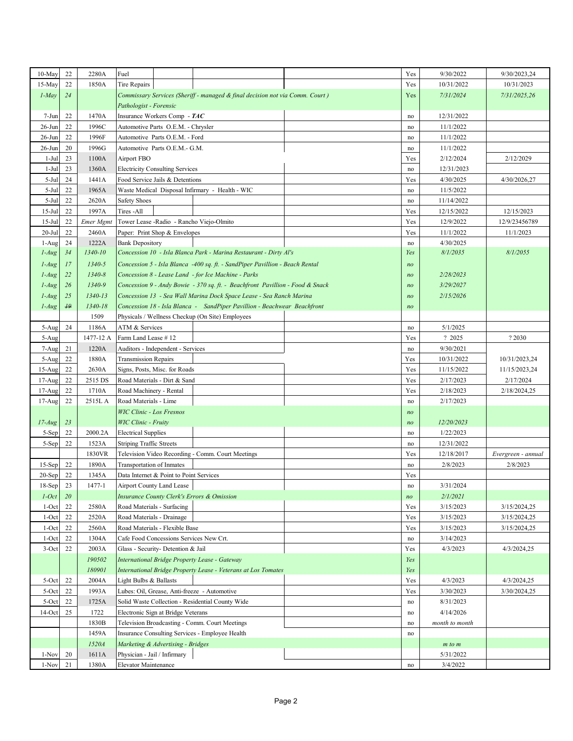| | | | | | |
|---|---|---|---|---|---|---|
| 10-May | 22 | 2280A | Fuel | Yes | 9/30/2022 | 9/30/2023,24 |
| 15-May | 22 | 1850A | Tire Repairs | Yes | 10/31/2022 | 10/31/2023 |
| *1-May* | *24* | | *Commissary Services (Sheriff - managed & final decision not via Comm. Court )* *Pathologist - Forensic* | Yes | *7/31/2024* | *7/31/2025,26* |
| 7-Jun | 22 | 1470A | Insurance Workers Comp - ***TAC*** | no | 12/31/2022 | |
| 26-Jun | 22 | 1996C | Automotive Parts O.E.M. - Chrysler | no | 11/1/2022 | |
| 26-Jun | 22 | 1996F | Automotive Parts O.E.M. - Ford | no | 11/1/2022 | |
| 26-Jun | 20 | 1996G | Automotive Parts O.E.M.- G.M. | no | 11/1/2022 | |
| 1-Jul | 23 | 1100A | Airport FBO | Yes | 2/12/2024 | 2/12/2029 |
| 1-Jul | 23 | 1360A | Electricity Consulting Services | no | 12/31/2023 | |
| 5-Jul | 24 | 1441A | Food Service Jails & Detentions | Yes | 4/30/2025 | 4/30/2026,27 |
| 5-Jul | 22 | 1965A | Waste Medical Disposal Infirmary - Health - WIC | no | 11/5/2022 | |
| 5-Jul | 22 | 2620A | Safety Shoes | no | 11/14/2022 | |
| 15-Jul | 22 | 1997A | Tires -All | Yes | 12/15/2022 | 12/15/2023 |
| 15-Jul | 22 | *Emer Mgmt* | Tower Lease -Radio - Rancho Viejo-Olmito | Yes | 12/9/2022 | 12/9/23456789 |
| 20-Jul | 22 | 2460A | Paper: Print Shop & Envelopes | Yes | 11/1/2022 | 11/1/2023 |
| 1-Aug | 24 | 1222A | Bank Depository | no | 4/30/2025 | |
| *1-Aug* | *34* | *1340-10* | *Concession 10 - Isla Blanca Park - Marina Restaurant - Dirty Al's* | *Yes* | *8/1/2035* | *8/1/2055* |
| *1-Aug* | *17* | *1340-5* | *Concession 5 - Isla Blanca -400 sq. ft. - SandPiper Pavillion - Beach Rental* | *no* | | |
| *1-Aug* | *22* | *1340-8* | *Concession 8 - Lease Land - for Ice Machine - Parks* | *no* | *2/28/2023* | |
| *1-Aug* | *26* | *1340-9* | *Concession 9 - Andy Bowie - 370 sq. ft. - Beachfront Pavillion - Food & Snack* | *no* | *3/29/2027* | |
| *1-Aug* | *25* | *1340-13* | *Concession 13 - Sea Wall Marina Dock Space Lease - Sea Ranch Marina* | *no* | *2/15/2026* | |
| *1-Aug* | ~~*19*~~ | *1340-18* | *Concession 18 - Isla Blanca - SandPiper Pavillion - Beachwear Beachfront* | *no* | | |
| | | 1509 | Physicals / Wellness Checkup (On Site) Employees | | | |
| 5-Aug | 24 | 1186A | ATM & Services | no | 5/1/2025 | |
| 5-Aug | | 1477-12 A | Farm Land Lease # 12 | Yes | ? 2025 | ? 2030 |
| 7-Aug | 21 | 1220A | Auditors - Independent - Services | no | 9/30/2021 | |
| 5-Aug | 22 | 1880A | Transmission Repairs | Yes | 10/31/2022 | 10/31/2023,24 |
| 15-Aug | 22 | 2630A | Signs, Posts, Misc. for Roads | Yes | 11/15/2022 | 11/15/2023,24 |
| 17-Aug | 22 | 2515 DS | Road Materials - Dirt & Sand | Yes | 2/17/2023 | 2/17/2024 |
| 17-Aug | 22 | 1710A | Road Machinery - Rental | Yes | 2/18/2023 | 2/18/2024,25 |
| 17-Aug | 22 | 2515L A | Road Materials - Lime | no | 2/17/2023 | |
| | | | *WIC Clinic - Los Fresnos* | *no* | | |
| *17-Aug* | *23* | | *WIC Clinic - Fruity* | *no* | *12/20/2023* | |
| 5-Sep | 22 | 2000.2A | Electrical Supplies | no | 1/22/2023 | |
| 5-Sep | 22 | 1523A | Striping Traffic Streets | no | 12/31/2022 | |
| | | 1830VR | Television Video Recording - Comm. Court Meetings | Yes | 12/18/2017 | *Evergreen - annual* |
| 15-Sep | 22 | 1890A | Transportation of Inmates | no | 2/8/2023 | 2/8/2023 |
| 20-Sep | 22 | 1345A | Data Internet & Point to Point Services | Yes | | |
| 18-Sep | 23 | 1477-1 | Airport County Land Lease | no | 3/31/2024 | |
| *1-Oct* | *20* | | *Insurance County Clerk's Errors & Omission* | *no* | *2/1/2021* | |
| 1-Oct | 22 | 2580A | Road Materials - Surfacing | Yes | 3/15/2023 | 3/15/2024,25 |
| 1-Oct | 22 | 2520A | Road Materials - Drainage | Yes | 3/15/2023 | 3/15/2024,25 |
| 1-Oct | 22 | 2560A | Road Materials - Flexible Base | Yes | 3/15/2023 | 3/15/2024,25 |
| 1-Oct | 22 | 1304A | Cafe Food Concessions Services New Crt. | no | 3/14/2023 | |
| 3-Oct | 22 | 2003A | Glass - Security- Detention & Jail | Yes | 4/3/2023 | 4/3/2024,25 |
| | | *190502* | *International Bridge Property Lease - Gateway* | *Yes* | | |
| | | *180901* | *International Bridge Property Lease - Veterans at Los Tomates* | *Yes* | | |
| 5-Oct | 22 | 2004A | Light Bulbs & Ballasts | Yes | 4/3/2023 | 4/3/2024,25 |
| 5-Oct | 22 | 1993A | Lubes: Oil, Grease, Anti-freeze - Automotive | Yes | 3/30/2023 | 3/30/2024,25 |
| 5-Oct | 22 | 1725A | Solid Waste Collection - Residential County Wide | no | 8/31/2023 | |
| 14-Oct | 25 | 1722 | Electronic Sign at Bridge Veterans | no | 4/14/2026 | |
| | | 1830B | Television Broadcasting - Comm. Court Meetings | no | *month to month* | |
| | | 1459A | Insurance Consulting Services - Employee Health | no | | |
| | | *1520A* | *Marketing & Advertising - Bridges* | | *m to m* | |
| 1-Nov | 20 | 1611A | Physician - Jail / Infirmary | | 5/31/2022 | |
| 1-Nov | 21 | 1380A | Elevator Maintenance | no | 3/4/2022 | |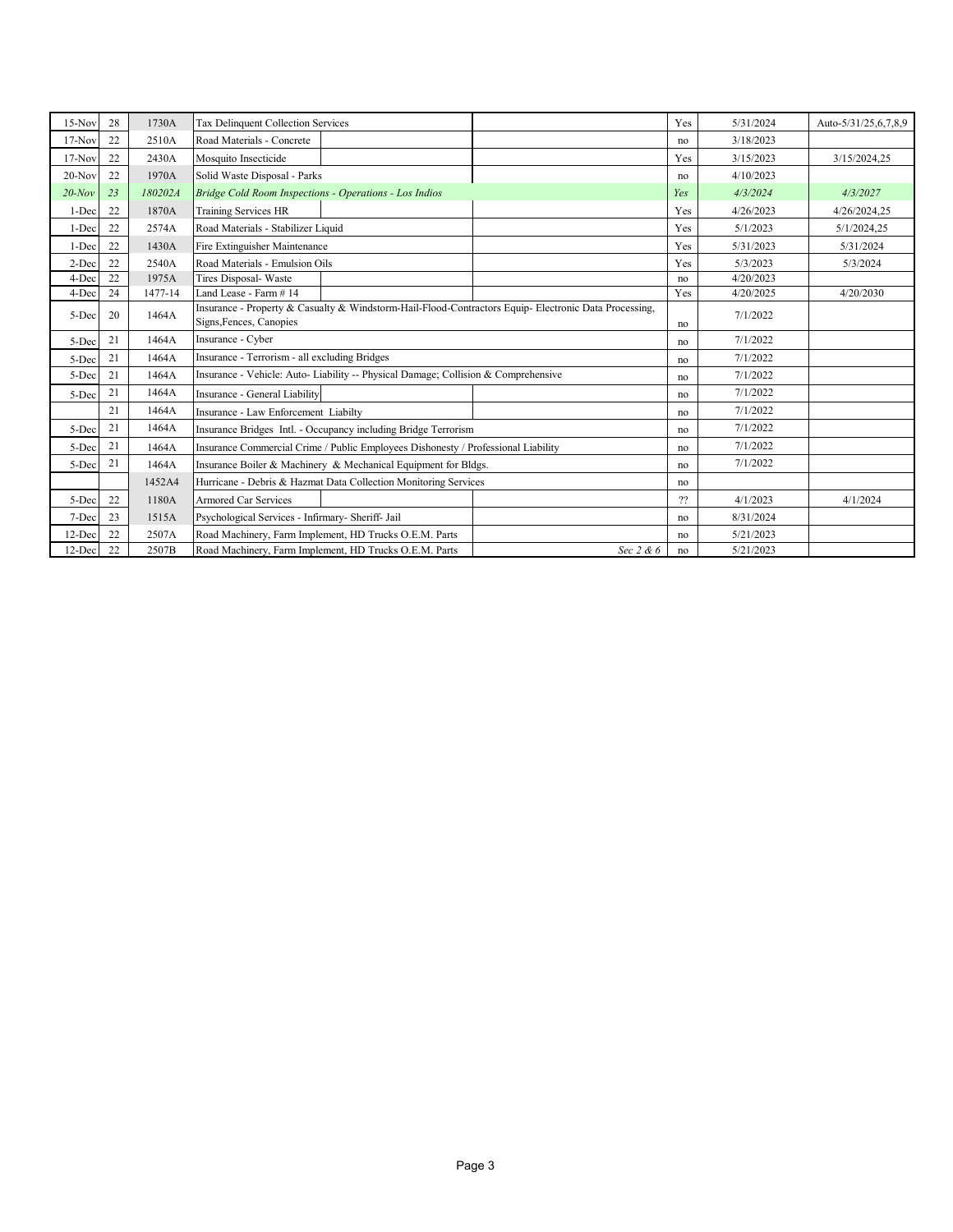| | | | | | | | |
|---|---|---|---|---|---|---|---|
| 15-Nov | 28 | 1730A | Tax Delinquent Collection Services | | Yes | 5/31/2024 | Auto-5/31/25,6,7,8,9 |
| 17-Nov | 22 | 2510A | Road Materials - Concrete | | no | 3/18/2023 | |
| 17-Nov | 22 | 2430A | Mosquito Insecticide | | Yes | 3/15/2023 | 3/15/2024,25 |
| 20-Nov | 22 | 1970A | Solid Waste Disposal - Parks | | no | 4/10/2023 | |
| *20-Nov* | *23* | *180202A* | *Bridge Cold Room Inspections - Operations - Los Indios* | | *Yes* | *4/3/2024* | *4/3/2027* |
| 1-Dec | 22 | 1870A | Training Services HR | | Yes | 4/26/2023 | 4/26/2024,25 |
| 1-Dec | 22 | 2574A | Road Materials - Stabilizer Liquid | | Yes | 5/1/2023 | 5/1/2024,25 |
| 1-Dec | 22 | 1430A | Fire Extinguisher Maintenance | | Yes | 5/31/2023 | 5/31/2024 |
| 2-Dec | 22 | 2540A | Road Materials - Emulsion Oils | | Yes | 5/3/2023 | 5/3/2024 |
| 4-Dec | 22 | 1975A | Tires Disposal- Waste | | no | 4/20/2023 | |
| 4-Dec | 24 | 1477-14 | Land Lease - Farm # 14 | | Yes | 4/20/2025 | 4/20/2030 |
| 5-Dec | 20 | 1464A | Insurance - Property & Casualty & Windstorm-Hail-Flood-Contractors Equip- Electronic Data Processing, Signs,Fences, Canopies | | no | 7/1/2022 | |
| 5-Dec | 21 | 1464A | Insurance - Cyber | | no | 7/1/2022 | |
| 5-Dec | 21 | 1464A | Insurance - Terrorism - all excluding Bridges | | no | 7/1/2022 | |
| 5-Dec | 21 | 1464A | Insurance - Vehicle: Auto- Liability -- Physical Damage; Collision & Comprehensive | | no | 7/1/2022 | |
| 5-Dec | 21 | 1464A | Insurance - General Liability | | no | 7/1/2022 | |
| | 21 | 1464A | Insurance - Law Enforcement Liabilty | | no | 7/1/2022 | |
| 5-Dec | 21 | 1464A | Insurance Bridges Intl. - Occupancy including Bridge Terrorism | | no | 7/1/2022 | |
| 5-Dec | 21 | 1464A | Insurance Commercial Crime / Public Employees Dishonesty / Professional Liability | | no | 7/1/2022 | |
| 5-Dec | 21 | 1464A | Insurance Boiler & Machinery & Mechanical Equipment for Bldgs. | | no | 7/1/2022 | |
| | | 1452A4 | Hurricane - Debris & Hazmat Data Collection Monitoring Services | | no | | |
| 5-Dec | 22 | 1180A | Armored Car Services | | ?? | 4/1/2023 | 4/1/2024 |
| 7-Dec | 23 | 1515A | Psychological Services - Infirmary- Sheriff- Jail | | no | 8/31/2024 | |
| 12-Dec | 22 | 2507A | Road Machinery, Farm Implement, HD Trucks O.E.M. Parts | | no | 5/21/2023 | |
| 12-Dec | 22 | 2507B | Road Machinery, Farm Implement, HD Trucks O.E.M. Parts | *Sec 2 & 6* | no | 5/21/2023 | |